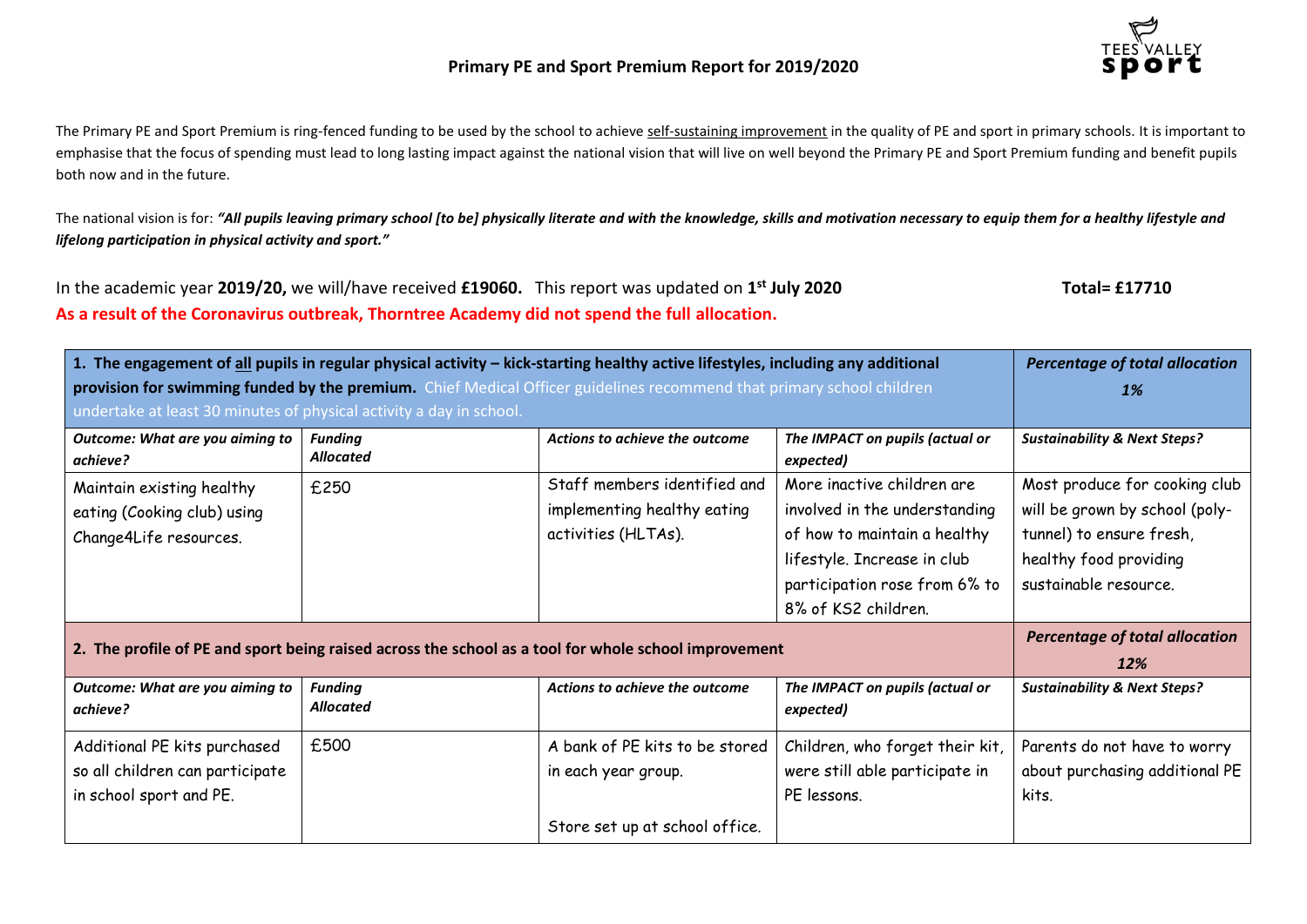# Primary PE and Sport Premium Report for 2019/2020

The Primary PE and Sport Premium is ring-fenced funding to be used by the school to achieve self-sustaining improvement in the quality of PE and sport in primary schools. It is important to emphasise that the focus of spending must lead to long lasting impact against the national vision that will live on well beyond the Primary PE and Sport Premium funding and benefit pupils both now and in the future.

The national vision is for: ***"All pupils leaving primary school [to be] physically literate and with the knowledge, skills and motivation necessary to equip them for a healthy lifestyle and lifelong participation in physical activity and sport."***

In the academic year **2019/20,** we will/have received **£19060.** This report was updated on **1st July 2020** **Total= £17710**

**As a result of the Coronavirus outbreak, Thorntree Academy did not spend the full allocation.**

| **1. The engagement of all pupils in regular physical activity – kick-starting healthy active lifestyles, including any additional provision for swimming funded by the premium.** Chief Medical Officer guidelines recommend that primary school children undertake at least 30 minutes of physical activity a day in school. | | | | ***Percentage of total allocation 1%*** |
|---|---|---|---|---|
| ***Outcome: What are you aiming to achieve?*** | ***Funding Allocated*** | ***Actions to achieve the outcome*** | ***The IMPACT on pupils (actual or expected)*** | ***Sustainability & Next Steps?*** |
| Maintain existing healthy eating (Cooking club) using Change4Life resources. | £250 | Staff members identified and implementing healthy eating activities (HLTAs). | More inactive children are involved in the understanding of how to maintain a healthy lifestyle. Increase in club participation rose from 6% to 8% of KS2 children. | Most produce for cooking club will be grown by school (poly-tunnel) to ensure fresh, healthy food providing sustainable resource. |
| **2. The profile of PE and sport being raised across the school as a tool for whole school improvement** | | | | ***Percentage of total allocation 12%*** |
| ***Outcome: What are you aiming to achieve?*** | ***Funding Allocated*** | ***Actions to achieve the outcome*** | ***The IMPACT on pupils (actual or expected)*** | ***Sustainability & Next Steps?*** |
| Additional PE kits purchased so all children can participate in school sport and PE. | £500 | A bank of PE kits to be stored in each year group.<br><br>Store set up at school office. | Children, who forget their kit, were still able participate in PE lessons. | Parents do not have to worry about purchasing additional PE kits. |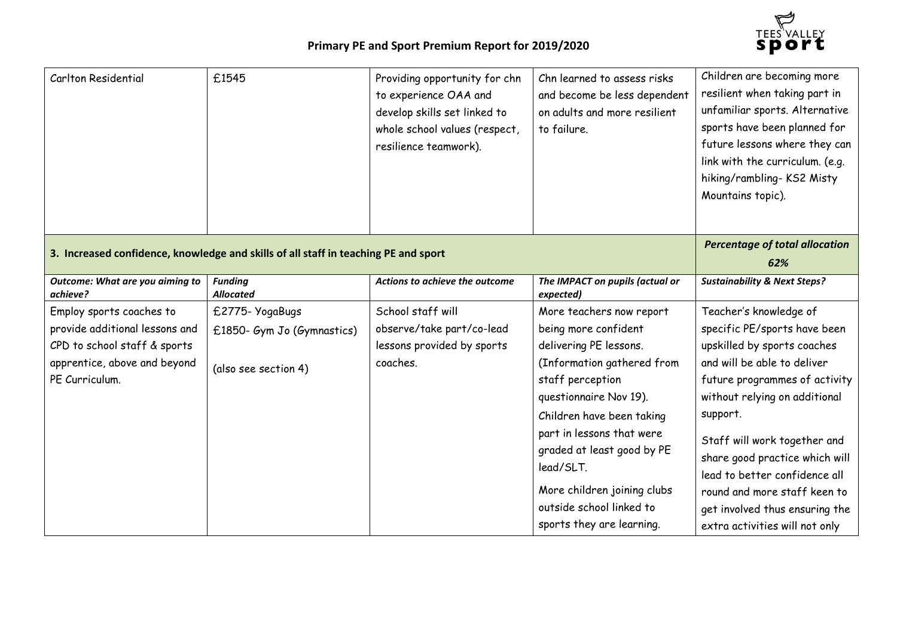| Carlton Residential | £1545 | Providing opportunity for chn to experience OAA and develop skills set linked to whole school values (respect, resilience teamwork). | Chn learned to assess risks and become be less dependent on adults and more resilient to failure. | Children are becoming more resilient when taking part in unfamiliar sports. Alternative sports have been planned for future lessons where they can link with the curriculum. (e.g. hiking/rambling- KS2 Misty Mountains topic). |
|---|---|---|---|---|
| **3. Increased confidence, knowledge and skills of all staff in teaching PE and sport** | | | | ***Percentage of total allocation 62%*** |
| ***Outcome: What are you aiming to achieve?*** | ***Funding Allocated*** | ***Actions to achieve the outcome*** | ***The IMPACT on pupils (actual or expected)*** | ***Sustainability & Next Steps?*** |
| Employ sports coaches to provide additional lessons and CPD to school staff & sports apprentice, above and beyond PE Curriculum. | £2775- YogaBugs<br>£1850- Gym Jo (Gymnastics)<br><br>(also see section 4) | School staff will observe/take part/co-lead lessons provided by sports coaches. | More teachers now report being more confident delivering PE lessons. (Information gathered from staff perception questionnaire Nov 19).<br>Children have been taking part in lessons that were graded at least good by PE lead/SLT.<br>More children joining clubs outside school linked to sports they are learning. | Teacher's knowledge of specific PE/sports have been upskilled by sports coaches and will be able to deliver future programmes of activity without relying on additional support.<br>Staff will work together and share good practice which will lead to better confidence all round and more staff keen to get involved thus ensuring the extra activities will not only |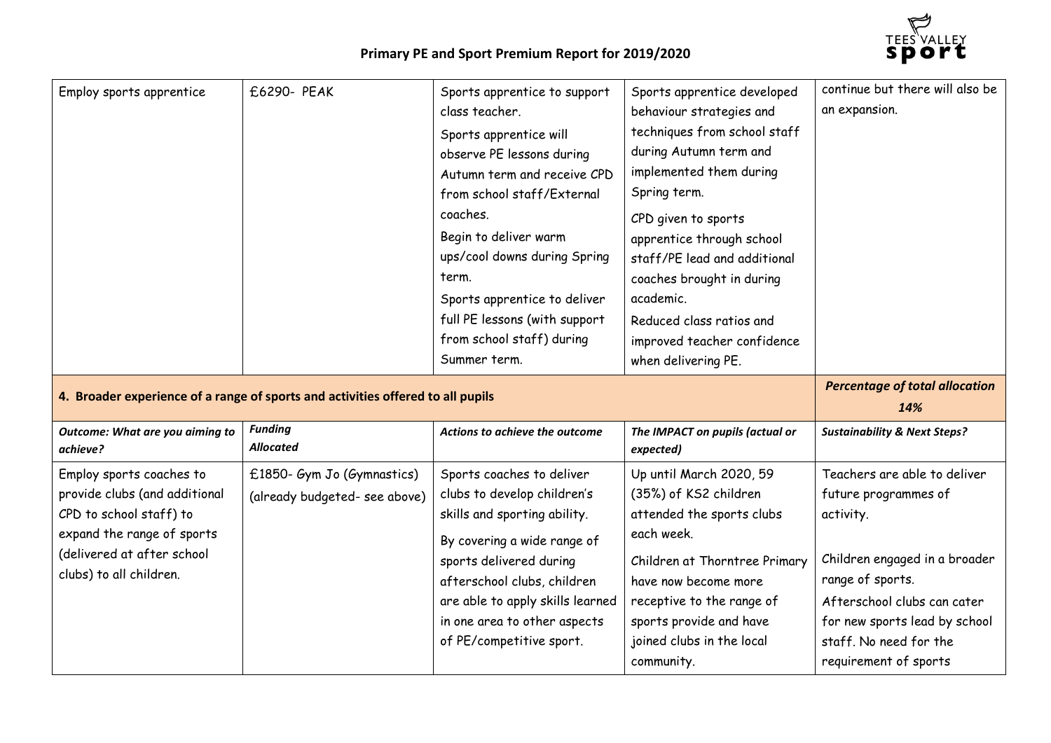| Employ sports apprentice | £6290- PEAK | Sports apprentice to support class teacher. Sports apprentice will observe PE lessons during Autumn term and receive CPD from school staff/External coaches. Begin to deliver warm ups/cool downs during Spring term. Sports apprentice to deliver full PE lessons (with support from school staff) during Summer term. | Sports apprentice developed behaviour strategies and techniques from school staff during Autumn term and implemented them during Spring term. CPD given to sports apprentice through school staff/PE lead and additional coaches brought in during academic. Reduced class ratios and improved teacher confidence when delivering PE. | continue but there will also be an expansion. |
|---|---|---|---|---|
| **4. Broader experience of a range of sports and activities offered to all pupils** | | | | ***Percentage of total allocation*** ***14%*** |
| ***Outcome: What are you aiming to achieve?*** | ***Funding Allocated*** | ***Actions to achieve the outcome*** | ***The IMPACT on pupils (actual or expected)*** | ***Sustainability & Next Steps?*** |
| Employ sports coaches to provide clubs (and additional CPD to school staff) to expand the range of sports (delivered at after school clubs) to all children. | £1850- Gym Jo (Gymnastics) (already budgeted- see above) | Sports coaches to deliver clubs to develop children's skills and sporting ability. By covering a wide range of sports delivered during afterschool clubs, children are able to apply skills learned in one area to other aspects of PE/competitive sport. | Up until March 2020, 59 (35%) of KS2 children attended the sports clubs each week. Children at Thorntree Primary have now become more receptive to the range of sports provide and have joined clubs in the local community. | Teachers are able to deliver future programmes of activity. Children engaged in a broader range of sports. Afterschool clubs can cater for new sports lead by school staff. No need for the requirement of sports |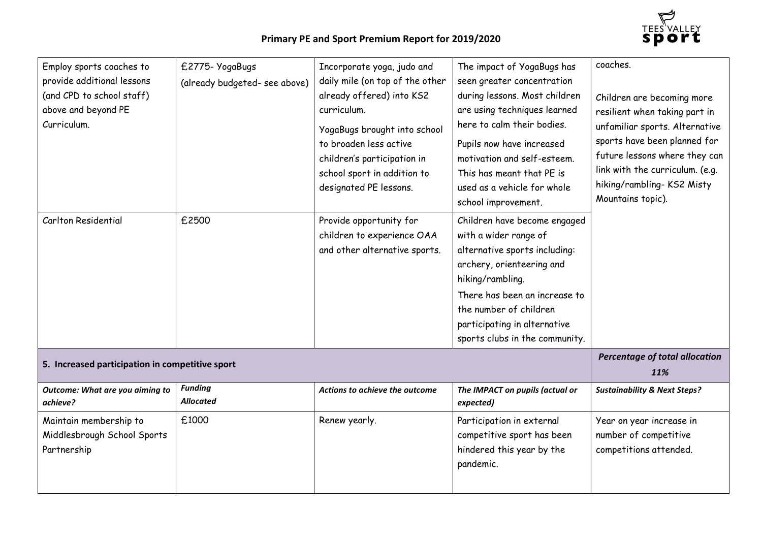# Primary PE and Sport Premium Report for 2019/2020

| | | | | |
|---|---|---|---|---|
| Employ sports coaches to provide additional lessons (and CPD to school staff) above and beyond PE Curriculum. | £2775- YogaBugs (already budgeted- see above) | Incorporate yoga, judo and daily mile (on top of the other already offered) into KS2 curriculum.<br><br>YogaBugs brought into school to broaden less active children's participation in school sport in addition to designated PE lessons. | The impact of YogaBugs has seen greater concentration during lessons. Most children are using techniques learned here to calm their bodies.<br><br>Pupils now have increased motivation and self-esteem. This has meant that PE is used as a vehicle for whole school improvement. | coaches.<br><br>Children are becoming more resilient when taking part in unfamiliar sports. Alternative sports have been planned for future lessons where they can link with the curriculum. (e.g. hiking/rambling- KS2 Misty Mountains topic). |
| Carlton Residential | £2500 | Provide opportunity for children to experience OAA and other alternative sports. | Children have become engaged with a wider range of alternative sports including: archery, orienteering and hiking/rambling.<br><br>There has been an increase to the number of children participating in alternative sports clubs in the community. | |

| **5. Increased participation in competitive sport** | | | | ***Percentage of total allocation*** ***11%*** |
|---|---|---|---|---|
| ***Outcome: What are you aiming to achieve?*** | ***Funding Allocated*** | ***Actions to achieve the outcome*** | ***The IMPACT on pupils (actual or expected)*** | ***Sustainability & Next Steps?*** |
| Maintain membership to Middlesbrough School Sports Partnership | £1000 | Renew yearly. | Participation in external competitive sport has been hindered this year by the pandemic. | Year on year increase in number of competitive competitions attended. |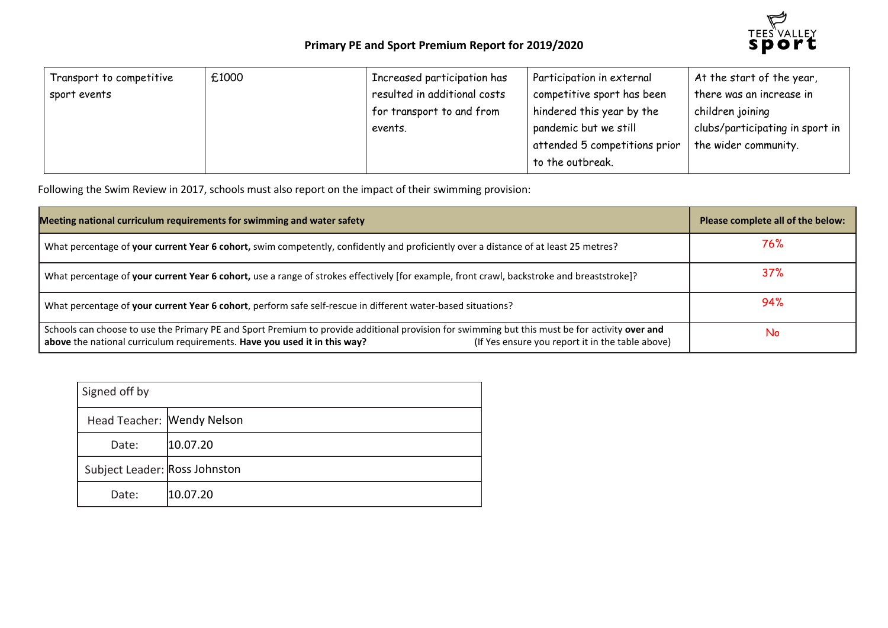## Primary PE and Sport Premium Report for 2019/2020

| | | | | |
|---|---|---|---|---|
| Transport to competitive sport events | £1000 | Increased participation has resulted in additional costs for transport to and from events. | Participation in external competitive sport has been hindered this year by the pandemic but we still attended 5 competitions prior to the outbreak. | At the start of the year, there was an increase in children joining clubs/participating in sport in the wider community. |

Following the Swim Review in 2017, schools must also report on the impact of their swimming provision:

| **Meeting national curriculum requirements for swimming and water safety** | **Please complete all of the below:** |
|---|---|
| What percentage of **your current Year 6 cohort,** swim competently, confidently and proficiently over a distance of at least 25 metres? | 76% |
| What percentage of **your current Year 6 cohort,** use a range of strokes effectively [for example, front crawl, backstroke and breaststroke]? | 37% |
| What percentage of **your current Year 6 cohort**, perform safe self-rescue in different water-based situations? | 94% |
| Schools can choose to use the Primary PE and Sport Premium to provide additional provision for swimming but this must be for activity **over and above** the national curriculum requirements. **Have you used it in this way?** (If Yes ensure you report it in the table above) | No |

| Signed off by | |
|---|---|
| Head Teacher: | Wendy Nelson |
| Date: | 10.07.20 |
| Subject Leader: | Ross Johnston |
| Date: | 10.07.20 |